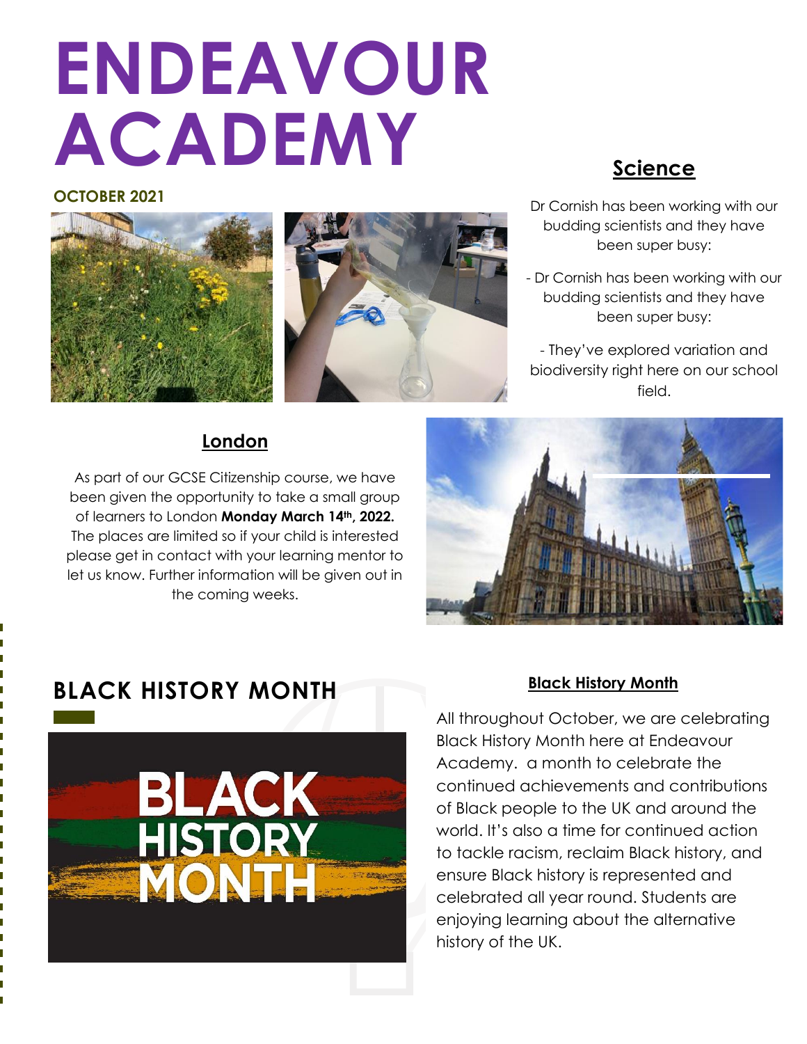# ENDEAVOUR ACADEMY

**OCTOBER 2021**

## Science

Dr Cornish has been working with our budding scientists and they have been super busy:

- Dr Cornish has been working with our budding scientists and they have been super busy:

- They've explored variation and biodiversity right here on our school field.

## London

As part of our GCSE Citizenship course, we have been given the opportunity to take a small group of learners to London **Monday March 14th, 2022.** The places are limited so if your child is interested please get in contact with your learning mentor to let us know. Further information will be given out in the coming weeks.

## BLACK HISTORY MONTH

BLACK HISTORY MONTH

### Black History Month

All throughout October, we are celebrating Black History Month here at Endeavour Academy. a month to celebrate the continued achievements and contributions of Black people to the UK and around the world. It's also a time for continued action to tackle racism, reclaim Black history, and ensure Black history is represented and celebrated all year round. Students are enjoying learning about the alternative history of the UK.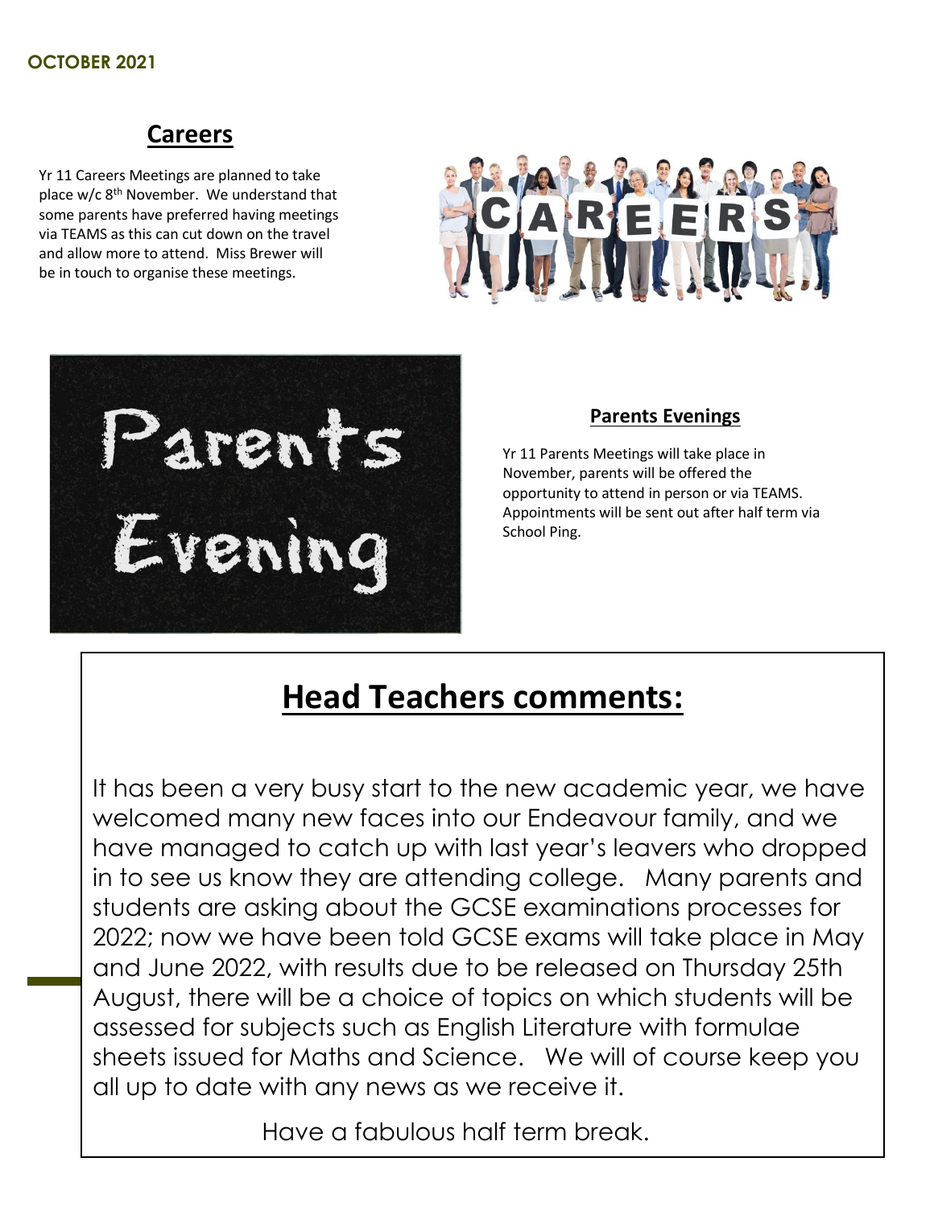OCTOBER 2021

## Careers

Yr 11 Careers Meetings are planned to take place w/c 8th November. We understand that some parents have preferred having meetings via TEAMS as this can cut down on the travel and allow more to attend. Miss Brewer will be in touch to organise these meetings.

## Parents Evenings

Yr 11 Parents Meetings will take place in November, parents will be offered the opportunity to attend in person or via TEAMS. Appointments will be sent out after half term via School Ping.

## Head Teachers comments:

It has been a very busy start to the new academic year, we have welcomed many new faces into our Endeavour family, and we have managed to catch up with last year's leavers who dropped in to see us know they are attending college. Many parents and students are asking about the GCSE examinations processes for 2022; now we have been told GCSE exams will take place in May and June 2022, with results due to be released on Thursday 25th August, there will be a choice of topics on which students will be assessed for subjects such as English Literature with formulae sheets issued for Maths and Science. We will of course keep you all up to date with any news as we receive it.

Have a fabulous half term break.